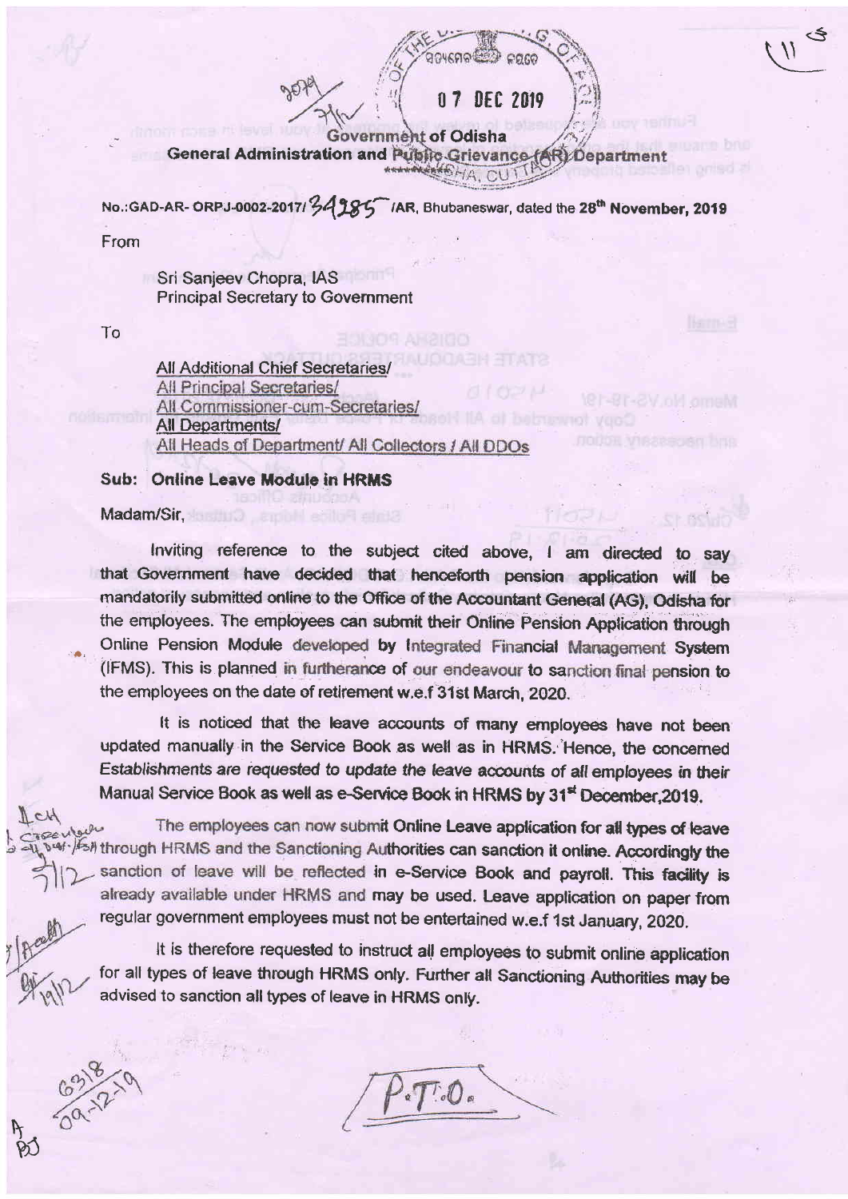**Government of Odisha**
**General Administration and Public Grievance (AR) Department**

No.:GAD-AR- ORPJ-0002-2017/ 34285 /AR, Bhubaneswar, dated the **28th November, 2019**

From

Sri Sanjeev Chopra, IAS
Principal Secretary to Government

To

All Additional Chief Secretaries/
All Principal Secretaries/
All Commissioner-cum-Secretaries/
All Departments/
All Heads of Department/ All Collectors / All DDOs

**Sub: Online Leave Module in HRMS**

Madam/Sir,

Inviting reference to the subject cited above, I am directed to say that Government have decided that henceforth pension application will be mandatorily submitted online to the Office of the Accountant General (AG), Odisha for the employees. The employees can submit their Online Pension Application through Online Pension Module developed by Integrated Financial Management System (IFMS). This is planned in furtherance of our endeavour to sanction final pension to the employees on the date of retirement w.e.f 31st March, 2020.

It is noticed that the leave accounts of many employees have not been updated manually in the Service Book as well as in HRMS. Hence, the concerned *Establishments are requested to update the leave accounts of all employees in their* Manual Service Book as well as e-Service Book in HRMS by 31st December,2019.

The employees can now submit Online Leave application for all types of leave through HRMS and the Sanctioning Authorities can sanction it online. Accordingly the sanction of leave will be reflected in e-Service Book and payroll. This facility is already available under HRMS and may be used. Leave application on paper from regular government employees must not be entertained w.e.f 1st January, 2020.

It is therefore requested to instruct all employees to submit online application for all types of leave through HRMS only. Further all Sanctioning Authorities may be advised to sanction all types of leave in HRMS only.

P.T.O.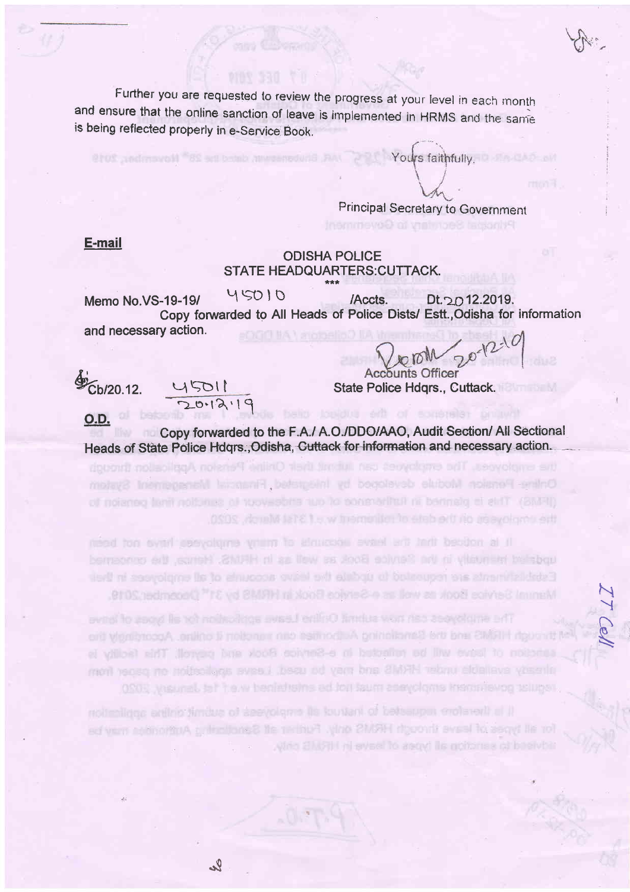Further you are requested to review the progress at your level in each month and ensure that the online sanction of leave is implemented in HRMS and the same is being reflected properly in e-Service Book.

Yours faithfully,

Principal Secretary to Government

**E-mail**

ODISHA POLICE
STATE HEADQUARTERS:CUTTACK.
***

Memo No.VS-19-19/ 45010 /Accts. Dt.20.12.2019.

Copy forwarded to All Heads of Police Dists/ Estt.,Odisha for information and necessary action.

20-12-19

Accounts Officer
State Police Hdqrs., Cuttack.

Cb/20.12. 45011
20.12.19

**O.D.** Copy forwarded to the F.A./ A.O./DDO/AAO, Audit Section/ All Sectional Heads of State Police Hdqrs.,Odisha, Cuttack for information and necessary action.